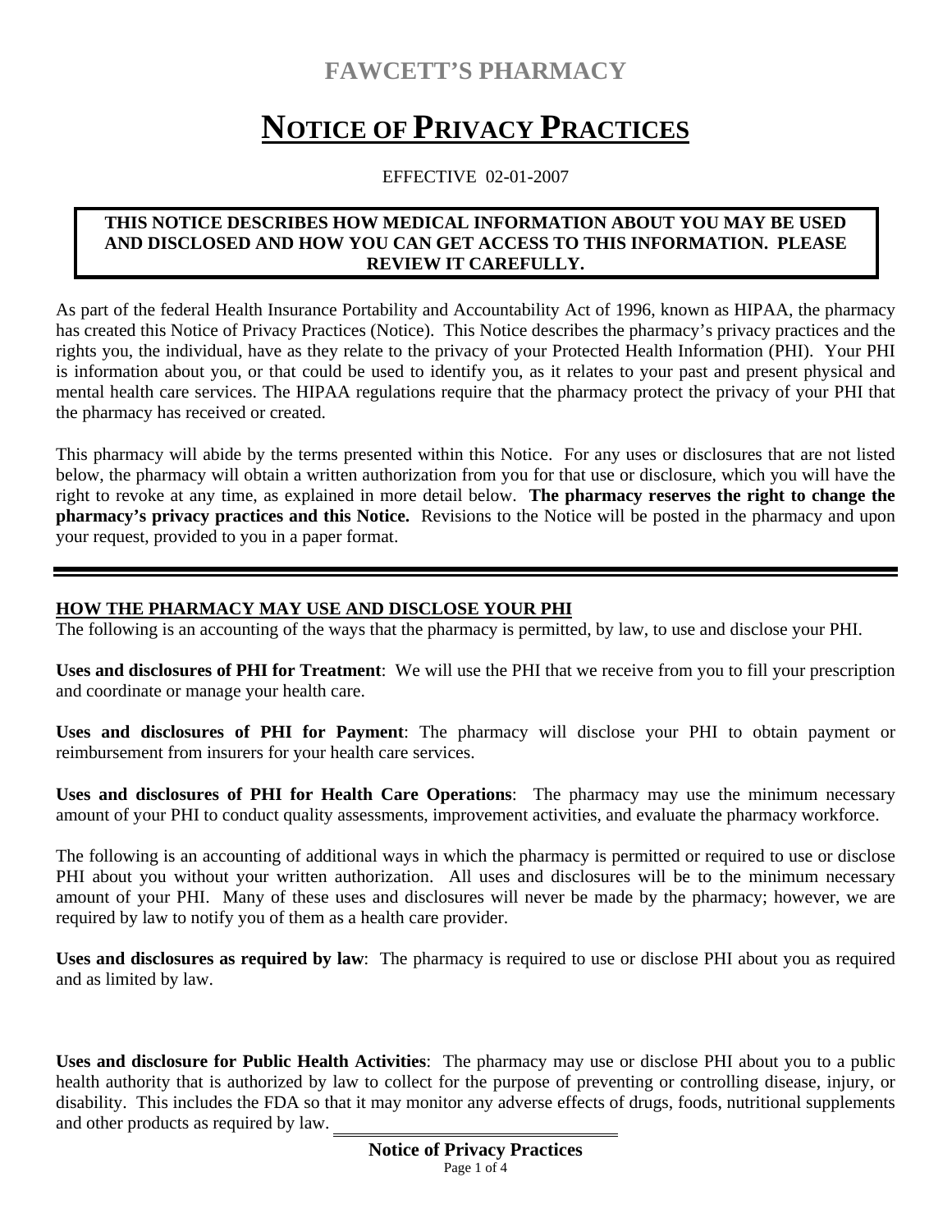# FAWCETT'S PHARMACY

# NOTICE OF PRIVACY PRACTICES

EFFECTIVE 02-01-2007

**THIS NOTICE DESCRIBES HOW MEDICAL INFORMATION ABOUT YOU MAY BE USED AND DISCLOSED AND HOW YOU CAN GET ACCESS TO THIS INFORMATION. PLEASE REVIEW IT CAREFULLY.**

As part of the federal Health Insurance Portability and Accountability Act of 1996, known as HIPAA, the pharmacy has created this Notice of Privacy Practices (Notice). This Notice describes the pharmacy's privacy practices and the rights you, the individual, have as they relate to the privacy of your Protected Health Information (PHI). Your PHI is information about you, or that could be used to identify you, as it relates to your past and present physical and mental health care services. The HIPAA regulations require that the pharmacy protect the privacy of your PHI that the pharmacy has received or created.

This pharmacy will abide by the terms presented within this Notice. For any uses or disclosures that are not listed below, the pharmacy will obtain a written authorization from you for that use or disclosure, which you will have the right to revoke at any time, as explained in more detail below. **The pharmacy reserves the right to change the pharmacy's privacy practices and this Notice.** Revisions to the Notice will be posted in the pharmacy and upon your request, provided to you in a paper format.

---

## HOW THE PHARMACY MAY USE AND DISCLOSE YOUR PHI

The following is an accounting of the ways that the pharmacy is permitted, by law, to use and disclose your PHI.

**Uses and disclosures of PHI for Treatment**: We will use the PHI that we receive from you to fill your prescription and coordinate or manage your health care.

**Uses and disclosures of PHI for Payment**: The pharmacy will disclose your PHI to obtain payment or reimbursement from insurers for your health care services.

**Uses and disclosures of PHI for Health Care Operations**: The pharmacy may use the minimum necessary amount of your PHI to conduct quality assessments, improvement activities, and evaluate the pharmacy workforce.

The following is an accounting of additional ways in which the pharmacy is permitted or required to use or disclose PHI about you without your written authorization. All uses and disclosures will be to the minimum necessary amount of your PHI. Many of these uses and disclosures will never be made by the pharmacy; however, we are required by law to notify you of them as a health care provider.

**Uses and disclosures as required by law**: The pharmacy is required to use or disclose PHI about you as required and as limited by law.

**Uses and disclosure for Public Health Activities**: The pharmacy may use or disclose PHI about you to a public health authority that is authorized by law to collect for the purpose of preventing or controlling disease, injury, or disability. This includes the FDA so that it may monitor any adverse effects of drugs, foods, nutritional supplements and other products as required by law.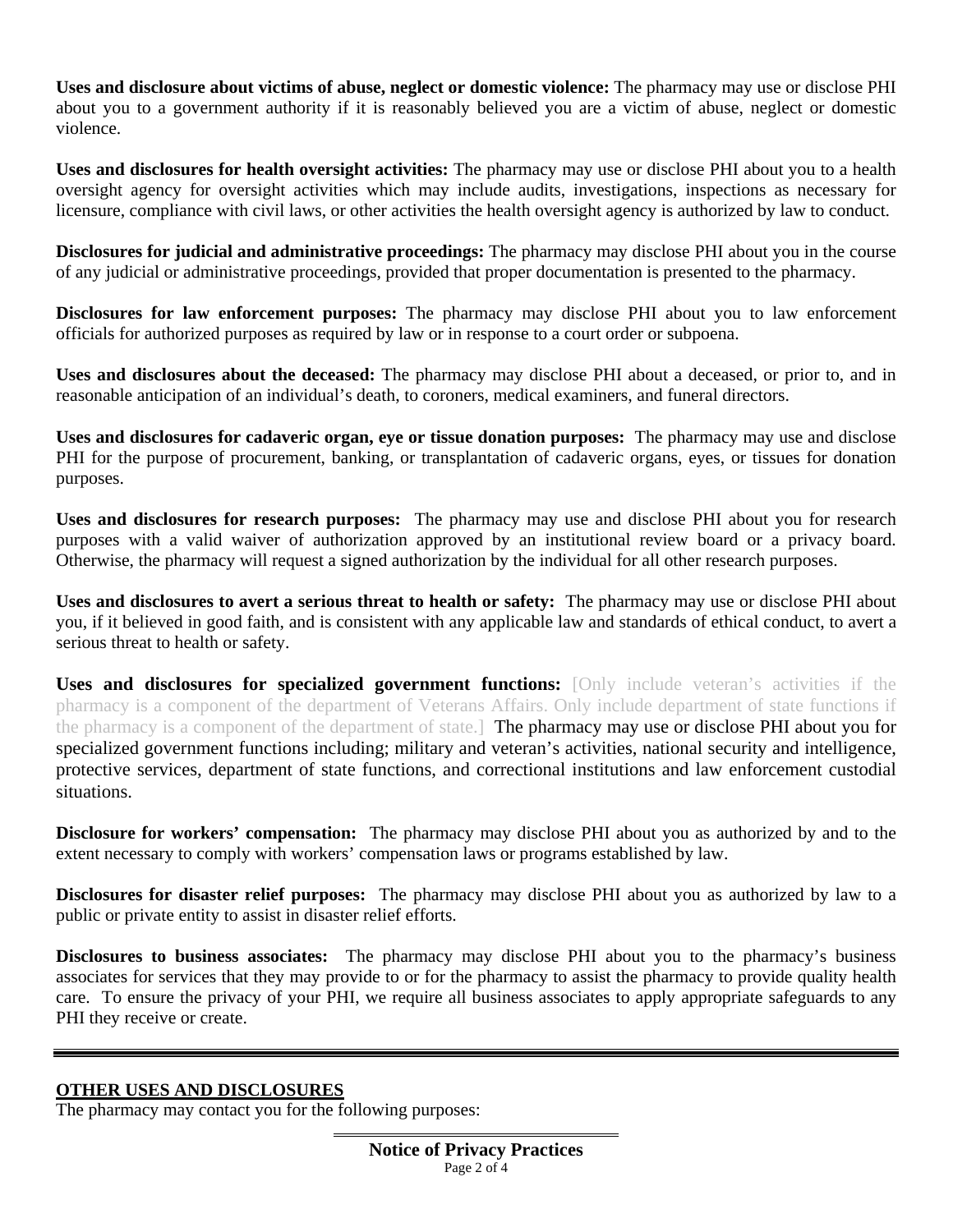**Uses and disclosure about victims of abuse, neglect or domestic violence:** The pharmacy may use or disclose PHI about you to a government authority if it is reasonably believed you are a victim of abuse, neglect or domestic violence.

**Uses and disclosures for health oversight activities:** The pharmacy may use or disclose PHI about you to a health oversight agency for oversight activities which may include audits, investigations, inspections as necessary for licensure, compliance with civil laws, or other activities the health oversight agency is authorized by law to conduct.

**Disclosures for judicial and administrative proceedings:** The pharmacy may disclose PHI about you in the course of any judicial or administrative proceedings, provided that proper documentation is presented to the pharmacy.

**Disclosures for law enforcement purposes:** The pharmacy may disclose PHI about you to law enforcement officials for authorized purposes as required by law or in response to a court order or subpoena.

**Uses and disclosures about the deceased:** The pharmacy may disclose PHI about a deceased, or prior to, and in reasonable anticipation of an individual's death, to coroners, medical examiners, and funeral directors.

**Uses and disclosures for cadaveric organ, eye or tissue donation purposes:** The pharmacy may use and disclose PHI for the purpose of procurement, banking, or transplantation of cadaveric organs, eyes, or tissues for donation purposes.

**Uses and disclosures for research purposes:** The pharmacy may use and disclose PHI about you for research purposes with a valid waiver of authorization approved by an institutional review board or a privacy board. Otherwise, the pharmacy will request a signed authorization by the individual for all other research purposes.

**Uses and disclosures to avert a serious threat to health or safety:** The pharmacy may use or disclose PHI about you, if it believed in good faith, and is consistent with any applicable law and standards of ethical conduct, to avert a serious threat to health or safety.

**Uses and disclosures for specialized government functions:** [Only include veteran's activities if the pharmacy is a component of the department of Veterans Affairs. Only include department of state functions if the pharmacy is a component of the department of state.] The pharmacy may use or disclose PHI about you for specialized government functions including; military and veteran's activities, national security and intelligence, protective services, department of state functions, and correctional institutions and law enforcement custodial situations.

**Disclosure for workers' compensation:** The pharmacy may disclose PHI about you as authorized by and to the extent necessary to comply with workers' compensation laws or programs established by law.

**Disclosures for disaster relief purposes:** The pharmacy may disclose PHI about you as authorized by law to a public or private entity to assist in disaster relief efforts.

**Disclosures to business associates:** The pharmacy may disclose PHI about you to the pharmacy's business associates for services that they may provide to or for the pharmacy to assist the pharmacy to provide quality health care. To ensure the privacy of your PHI, we require all business associates to apply appropriate safeguards to any PHI they receive or create.

---

## OTHER USES AND DISCLOSURES

The pharmacy may contact you for the following purposes: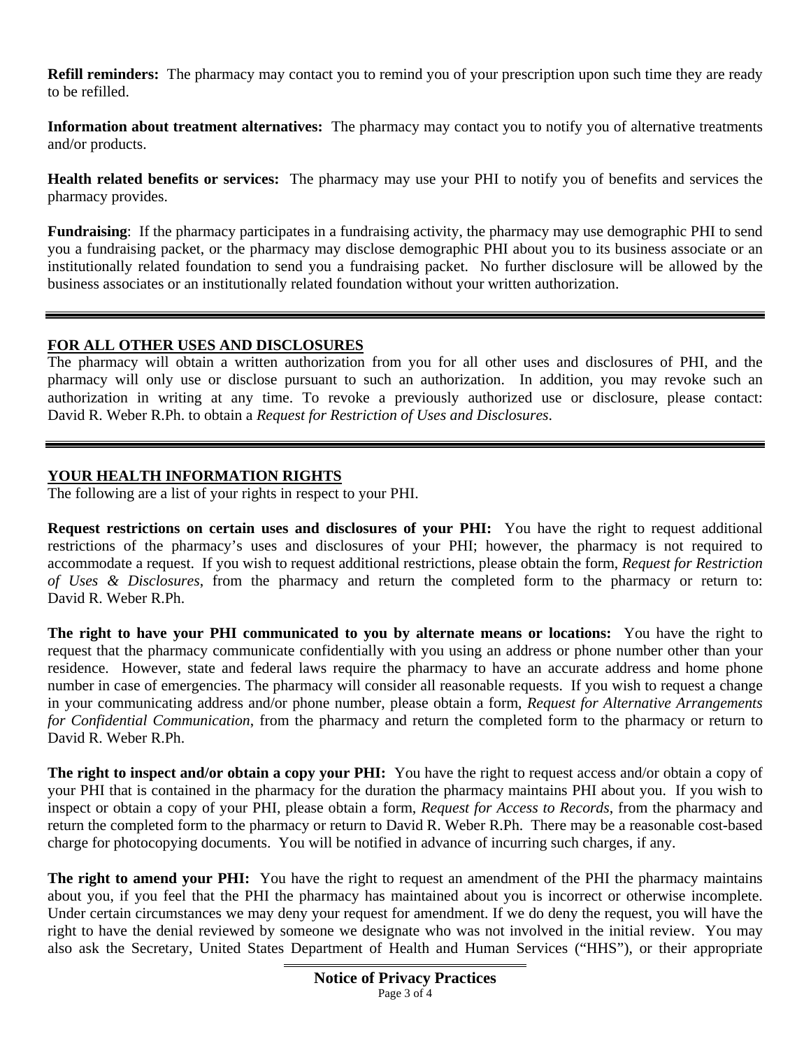**Refill reminders:** The pharmacy may contact you to remind you of your prescription upon such time they are ready to be refilled.

**Information about treatment alternatives:** The pharmacy may contact you to notify you of alternative treatments and/or products.

**Health related benefits or services:** The pharmacy may use your PHI to notify you of benefits and services the pharmacy provides.

**Fundraising**: If the pharmacy participates in a fundraising activity, the pharmacy may use demographic PHI to send you a fundraising packet, or the pharmacy may disclose demographic PHI about you to its business associate or an institutionally related foundation to send you a fundraising packet. No further disclosure will be allowed by the business associates or an institutionally related foundation without your written authorization.

---

## FOR ALL OTHER USES AND DISCLOSURES

The pharmacy will obtain a written authorization from you for all other uses and disclosures of PHI, and the pharmacy will only use or disclose pursuant to such an authorization. In addition, you may revoke such an authorization in writing at any time. To revoke a previously authorized use or disclosure, please contact: David R. Weber R.Ph. to obtain a *Request for Restriction of Uses and Disclosures*.

---

## YOUR HEALTH INFORMATION RIGHTS

The following are a list of your rights in respect to your PHI.

**Request restrictions on certain uses and disclosures of your PHI:** You have the right to request additional restrictions of the pharmacy's uses and disclosures of your PHI; however, the pharmacy is not required to accommodate a request. If you wish to request additional restrictions, please obtain the form, *Request for Restriction of Uses & Disclosures*, from the pharmacy and return the completed form to the pharmacy or return to: David R. Weber R.Ph.

**The right to have your PHI communicated to you by alternate means or locations:** You have the right to request that the pharmacy communicate confidentially with you using an address or phone number other than your residence. However, state and federal laws require the pharmacy to have an accurate address and home phone number in case of emergencies. The pharmacy will consider all reasonable requests. If you wish to request a change in your communicating address and/or phone number, please obtain a form, *Request for Alternative Arrangements for Confidential Communication*, from the pharmacy and return the completed form to the pharmacy or return to David R. Weber R.Ph.

**The right to inspect and/or obtain a copy your PHI:** You have the right to request access and/or obtain a copy of your PHI that is contained in the pharmacy for the duration the pharmacy maintains PHI about you. If you wish to inspect or obtain a copy of your PHI, please obtain a form, *Request for Access to Records*, from the pharmacy and return the completed form to the pharmacy or return to David R. Weber R.Ph. There may be a reasonable cost-based charge for photocopying documents. You will be notified in advance of incurring such charges, if any.

**The right to amend your PHI:** You have the right to request an amendment of the PHI the pharmacy maintains about you, if you feel that the PHI the pharmacy has maintained about you is incorrect or otherwise incomplete. Under certain circumstances we may deny your request for amendment. If we do deny the request, you will have the right to have the denial reviewed by someone we designate who was not involved in the initial review. You may also ask the Secretary, United States Department of Health and Human Services ("HHS"), or their appropriate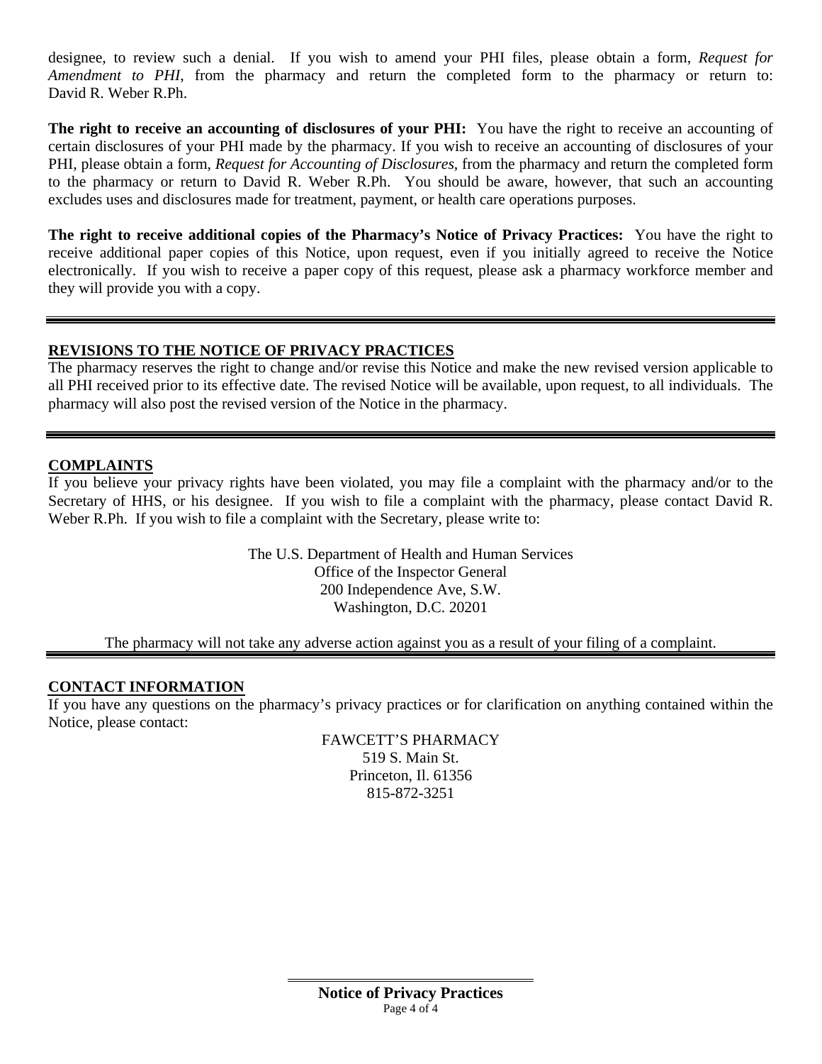designee, to review such a denial. If you wish to amend your PHI files, please obtain a form, *Request for Amendment to PHI*, from the pharmacy and return the completed form to the pharmacy or return to: David R. Weber R.Ph.

**The right to receive an accounting of disclosures of your PHI:** You have the right to receive an accounting of certain disclosures of your PHI made by the pharmacy. If you wish to receive an accounting of disclosures of your PHI, please obtain a form, *Request for Accounting of Disclosures*, from the pharmacy and return the completed form to the pharmacy or return to David R. Weber R.Ph. You should be aware, however, that such an accounting excludes uses and disclosures made for treatment, payment, or health care operations purposes.

**The right to receive additional copies of the Pharmacy's Notice of Privacy Practices:** You have the right to receive additional paper copies of this Notice, upon request, even if you initially agreed to receive the Notice electronically. If you wish to receive a paper copy of this request, please ask a pharmacy workforce member and they will provide you with a copy.

---

## REVISIONS TO THE NOTICE OF PRIVACY PRACTICES

The pharmacy reserves the right to change and/or revise this Notice and make the new revised version applicable to all PHI received prior to its effective date. The revised Notice will be available, upon request, to all individuals. The pharmacy will also post the revised version of the Notice in the pharmacy.

---

## COMPLAINTS

If you believe your privacy rights have been violated, you may file a complaint with the pharmacy and/or to the Secretary of HHS, or his designee. If you wish to file a complaint with the pharmacy, please contact David R. Weber R.Ph. If you wish to file a complaint with the Secretary, please write to:

The U.S. Department of Health and Human Services  
Office of the Inspector General  
200 Independence Ave, S.W.  
Washington, D.C. 20201

The pharmacy will not take any adverse action against you as a result of your filing of a complaint.

---

## CONTACT INFORMATION

If you have any questions on the pharmacy's privacy practices or for clarification on anything contained within the Notice, please contact:

FAWCETT'S PHARMACY  
519 S. Main St.  
Princeton, Il. 61356  
815-872-3251